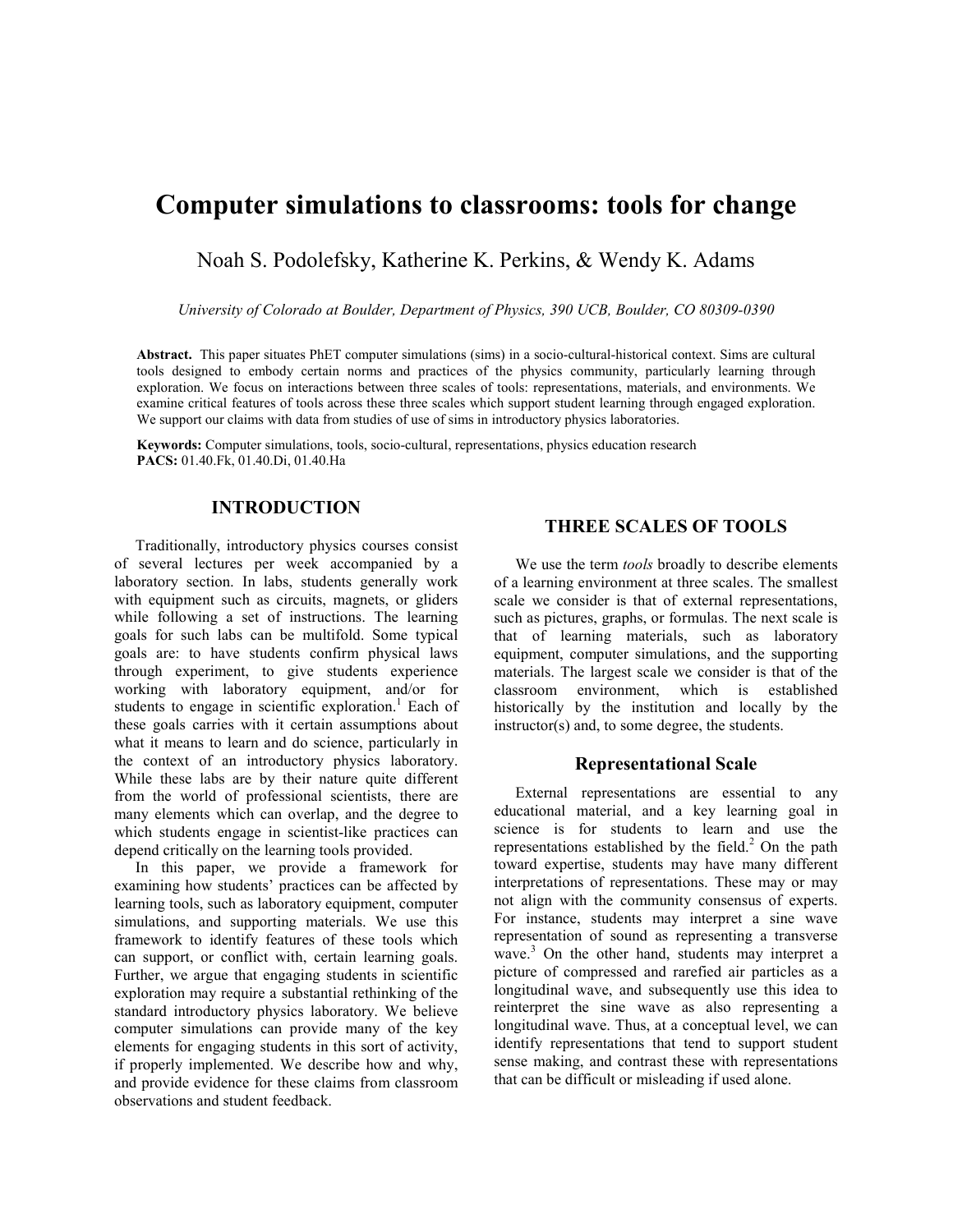# Computer simulations to classrooms: tools for change

Noah S. Podolefsky, Katherine K. Perkins, & Wendy K. Adams

*University of Colorado at Boulder, Department of Physics, 390 UCB, Boulder, CO 80309-0390*

**Abstract.** This paper situates PhET computer simulations (sims) in a socio-cultural-historical context. Sims are cultural tools designed to embody certain norms and practices of the physics community, particularly learning through exploration. We focus on interactions between three scales of tools: representations, materials, and environments. We examine critical features of tools across these three scales which support student learning through engaged exploration. We support our claims with data from studies of use of sims in introductory physics laboratories.

**Keywords:** Computer simulations, tools, socio-cultural, representations, physics education research
**PACS:** 01.40.Fk, 01.40.Di, 01.40.Ha

## INTRODUCTION

Traditionally, introductory physics courses consist of several lectures per week accompanied by a laboratory section. In labs, students generally work with equipment such as circuits, magnets, or gliders while following a set of instructions. The learning goals for such labs can be multifold. Some typical goals are: to have students confirm physical laws through experiment, to give students experience working with laboratory equipment, and/or for students to engage in scientific exploration.[1] Each of these goals carries with it certain assumptions about what it means to learn and do science, particularly in the context of an introductory physics laboratory. While these labs are by their nature quite different from the world of professional scientists, there are many elements which can overlap, and the degree to which students engage in scientist-like practices can depend critically on the learning tools provided.

In this paper, we provide a framework for examining how students' practices can be affected by learning tools, such as laboratory equipment, computer simulations, and supporting materials. We use this framework to identify features of these tools which can support, or conflict with, certain learning goals. Further, we argue that engaging students in scientific exploration may require a substantial rethinking of the standard introductory physics laboratory. We believe computer simulations can provide many of the key elements for engaging students in this sort of activity, if properly implemented. We describe how and why, and provide evidence for these claims from classroom observations and student feedback.

## THREE SCALES OF TOOLS

We use the term *tools* broadly to describe elements of a learning environment at three scales. The smallest scale we consider is that of external representations, such as pictures, graphs, or formulas. The next scale is that of learning materials, such as laboratory equipment, computer simulations, and the supporting materials. The largest scale we consider is that of the classroom environment, which is established historically by the institution and locally by the instructor(s) and, to some degree, the students.

### Representational Scale

External representations are essential to any educational material, and a key learning goal in science is for students to learn and use the representations established by the field.[2] On the path toward expertise, students may have many different interpretations of representations. These may or may not align with the community consensus of experts. For instance, students may interpret a sine wave representation of sound as representing a transverse wave.[3] On the other hand, students may interpret a picture of compressed and rarefied air particles as a longitudinal wave, and subsequently use this idea to reinterpret the sine wave as also representing a longitudinal wave. Thus, at a conceptual level, we can identify representations that tend to support student sense making, and contrast these with representations that can be difficult or misleading if used alone.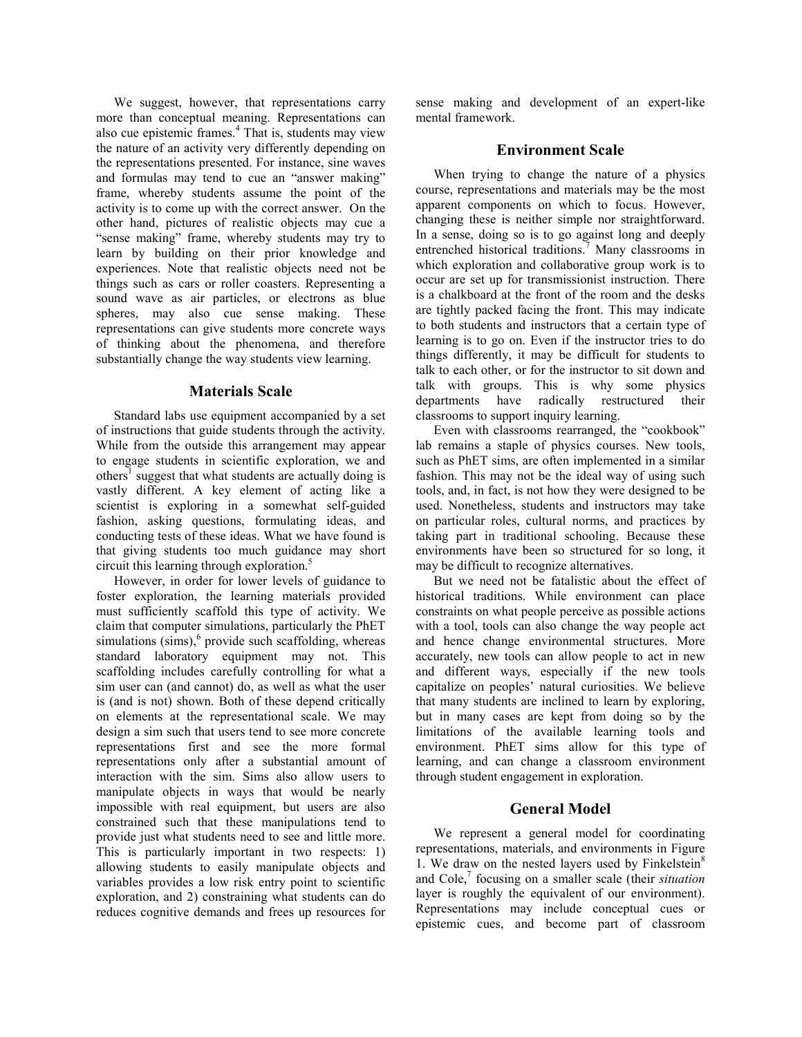We suggest, however, that representations carry more than conceptual meaning. Representations can also cue epistemic frames.[4] That is, students may view the nature of an activity very differently depending on the representations presented. For instance, sine waves and formulas may tend to cue an "answer making" frame, whereby students assume the point of the activity is to come up with the correct answer. On the other hand, pictures of realistic objects may cue a "sense making" frame, whereby students may try to learn by building on their prior knowledge and experiences. Note that realistic objects need not be things such as cars or roller coasters. Representing a sound wave as air particles, or electrons as blue spheres, may also cue sense making. These representations can give students more concrete ways of thinking about the phenomena, and therefore substantially change the way students view learning.

## Materials Scale

Standard labs use equipment accompanied by a set of instructions that guide students through the activity. While from the outside this arrangement may appear to engage students in scientific exploration, we and others[1] suggest that what students are actually doing is vastly different. A key element of acting like a scientist is exploring in a somewhat self-guided fashion, asking questions, formulating ideas, and conducting tests of these ideas. What we have found is that giving students too much guidance may short circuit this learning through exploration.[5]

However, in order for lower levels of guidance to foster exploration, the learning materials provided must sufficiently scaffold this type of activity. We claim that computer simulations, particularly the PhET simulations (sims),[6] provide such scaffolding, whereas standard laboratory equipment may not. This scaffolding includes carefully controlling for what a sim user can (and cannot) do, as well as what the user is (and is not) shown. Both of these depend critically on elements at the representational scale. We may design a sim such that users tend to see more concrete representations first and see the more formal representations only after a substantial amount of interaction with the sim. Sims also allow users to manipulate objects in ways that would be nearly impossible with real equipment, but users are also constrained such that these manipulations tend to provide just what students need to see and little more. This is particularly important in two respects: 1) allowing students to easily manipulate objects and variables provides a low risk entry point to scientific exploration, and 2) constraining what students can do reduces cognitive demands and frees up resources for sense making and development of an expert-like mental framework.

## Environment Scale

When trying to change the nature of a physics course, representations and materials may be the most apparent components on which to focus. However, changing these is neither simple nor straightforward. In a sense, doing so is to go against long and deeply entrenched historical traditions.[7] Many classrooms in which exploration and collaborative group work is to occur are set up for transmissionist instruction. There is a chalkboard at the front of the room and the desks are tightly packed facing the front. This may indicate to both students and instructors that a certain type of learning is to go on. Even if the instructor tries to do things differently, it may be difficult for students to talk to each other, or for the instructor to sit down and talk with groups. This is why some physics departments have radically restructured their classrooms to support inquiry learning.

Even with classrooms rearranged, the "cookbook" lab remains a staple of physics courses. New tools, such as PhET sims, are often implemented in a similar fashion. This may not be the ideal way of using such tools, and, in fact, is not how they were designed to be used. Nonetheless, students and instructors may take on particular roles, cultural norms, and practices by taking part in traditional schooling. Because these environments have been so structured for so long, it may be difficult to recognize alternatives.

But we need not be fatalistic about the effect of historical traditions. While environment can place constraints on what people perceive as possible actions with a tool, tools can also change the way people act and hence change environmental structures. More accurately, new tools can allow people to act in new and different ways, especially if the new tools capitalize on peoples' natural curiosities. We believe that many students are inclined to learn by exploring, but in many cases are kept from doing so by the limitations of the available learning tools and environment. PhET sims allow for this type of learning, and can change a classroom environment through student engagement in exploration.

## General Model

We represent a general model for coordinating representations, materials, and environments in Figure 1. We draw on the nested layers used by Finkelstein[8] and Cole,[7] focusing on a smaller scale (their *situation* layer is roughly the equivalent of our environment). Representations may include conceptual cues or epistemic cues, and become part of classroom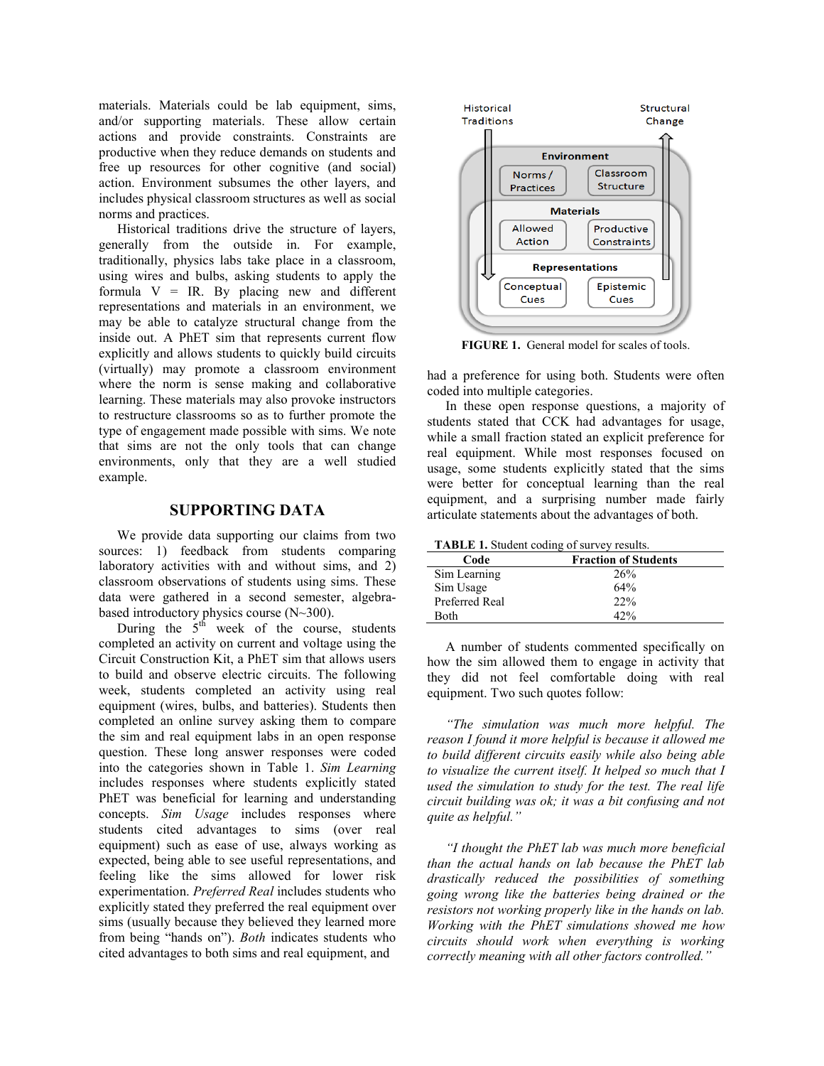materials. Materials could be lab equipment, sims, and/or supporting materials. These allow certain actions and provide constraints. Constraints are productive when they reduce demands on students and free up resources for other cognitive (and social) action. Environment subsumes the other layers, and includes physical classroom structures as well as social norms and practices.

Historical traditions drive the structure of layers, generally from the outside in. For example, traditionally, physics labs take place in a classroom, using wires and bulbs, asking students to apply the formula V = IR. By placing new and different representations and materials in an environment, we may be able to catalyze structural change from the inside out. A PhET sim that represents current flow explicitly and allows students to quickly build circuits (virtually) may promote a classroom environment where the norm is sense making and collaborative learning. These materials may also provoke instructors to restructure classrooms so as to further promote the type of engagement made possible with sims. We note that sims are not the only tools that can change environments, only that they are a well studied example.

Historical Traditions

Structural Change

Environment

Norms / Practices

Classroom Structure

Materials

Allowed Action

Productive Constraints

Representations

Conceptual Cues

Epistemic Cues

**FIGURE 1.** General model for scales of tools.

## SUPPORTING DATA

We provide data supporting our claims from two sources: 1) feedback from students comparing laboratory activities with and without sims, and 2) classroom observations of students using sims. These data were gathered in a second semester, algebra-based introductory physics course (N~300).

During the 5th week of the course, students completed an activity on current and voltage using the Circuit Construction Kit, a PhET sim that allows users to build and observe electric circuits. The following week, students completed an activity using real equipment (wires, bulbs, and batteries). Students then completed an online survey asking them to compare the sim and real equipment labs in an open response question. These long answer responses were coded into the categories shown in Table 1. *Sim Learning* includes responses where students explicitly stated PhET was beneficial for learning and understanding concepts. *Sim Usage* includes responses where students cited advantages to sims (over real equipment) such as ease of use, always working as expected, being able to see useful representations, and feeling like the sims allowed for lower risk experimentation. *Preferred Real* includes students who explicitly stated they preferred the real equipment over sims (usually because they believed they learned more from being "hands on"). *Both* indicates students who cited advantages to both sims and real equipment, and had a preference for using both. Students were often coded into multiple categories.

In these open response questions, a majority of students stated that CCK had advantages for usage, while a small fraction stated an explicit preference for real equipment. While most responses focused on usage, some students explicitly stated that the sims were better for conceptual learning than the real equipment, and a surprising number made fairly articulate statements about the advantages of both.

**TABLE 1.** Student coding of survey results.

| Code | Fraction of Students |
|---|---|
| Sim Learning | 26% |
| Sim Usage | 64% |
| Preferred Real | 22% |
| Both | 42% |

A number of students commented specifically on how the sim allowed them to engage in activity that they did not feel comfortable doing with real equipment. Two such quotes follow:

*"The simulation was much more helpful. The reason I found it more helpful is because it allowed me to build different circuits easily while also being able to visualize the current itself. It helped so much that I used the simulation to study for the test. The real life circuit building was ok; it was a bit confusing and not quite as helpful."*

*"I thought the PhET lab was much more beneficial than the actual hands on lab because the PhET lab drastically reduced the possibilities of something going wrong like the batteries being drained or the resistors not working properly like in the hands on lab. Working with the PhET simulations showed me how circuits should work when everything is working correctly meaning with all other factors controlled."*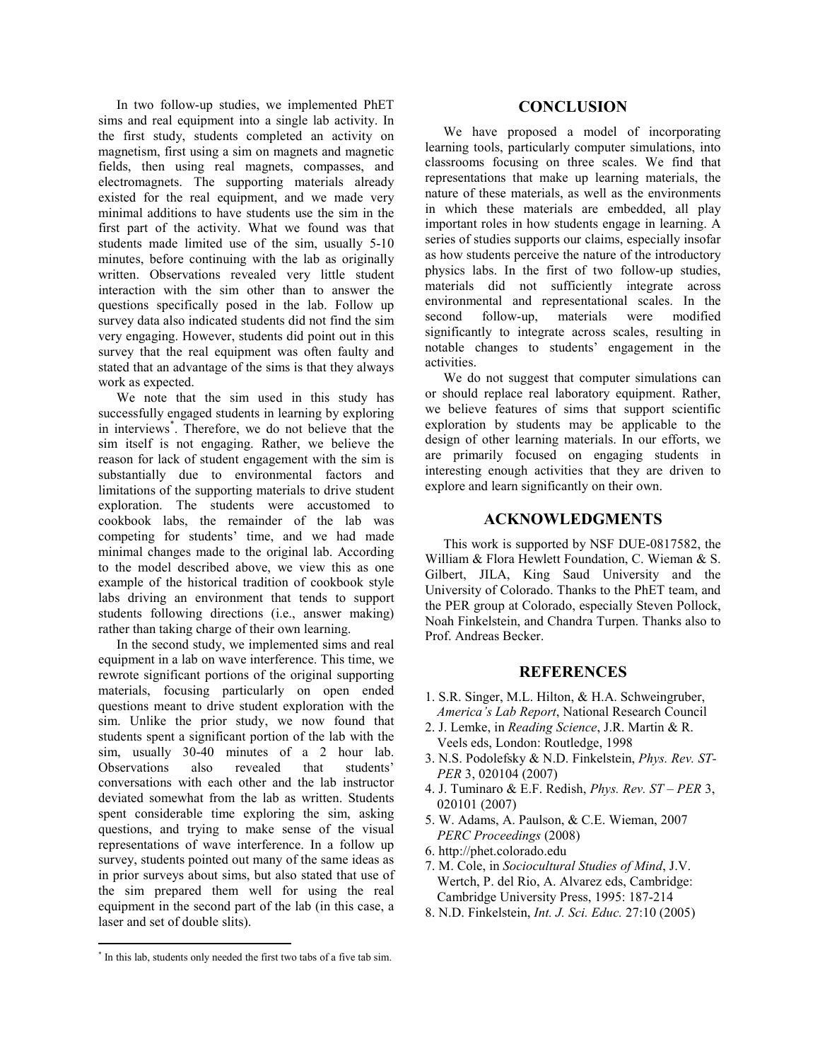In two follow-up studies, we implemented PhET sims and real equipment into a single lab activity. In the first study, students completed an activity on magnetism, first using a sim on magnets and magnetic fields, then using real magnets, compasses, and electromagnets. The supporting materials already existed for the real equipment, and we made very minimal additions to have students use the sim in the first part of the activity. What we found was that students made limited use of the sim, usually 5-10 minutes, before continuing with the lab as originally written. Observations revealed very little student interaction with the sim other than to answer the questions specifically posed in the lab. Follow up survey data also indicated students did not find the sim very engaging. However, students did point out in this survey that the real equipment was often faulty and stated that an advantage of the sims is that they always work as expected.

We note that the sim used in this study has successfully engaged students in learning by exploring in interviews*. Therefore, we do not believe that the sim itself is not engaging. Rather, we believe the reason for lack of student engagement with the sim is substantially due to environmental factors and limitations of the supporting materials to drive student exploration. The students were accustomed to cookbook labs, the remainder of the lab was competing for students' time, and we had made minimal changes made to the original lab. According to the model described above, we view this as one example of the historical tradition of cookbook style labs driving an environment that tends to support students following directions (i.e., answer making) rather than taking charge of their own learning.

In the second study, we implemented sims and real equipment in a lab on wave interference. This time, we rewrote significant portions of the original supporting materials, focusing particularly on open ended questions meant to drive student exploration with the sim. Unlike the prior study, we now found that students spent a significant portion of the lab with the sim, usually 30-40 minutes of a 2 hour lab. Observations also revealed that students' conversations with each other and the lab instructor deviated somewhat from the lab as written. Students spent considerable time exploring the sim, asking questions, and trying to make sense of the visual representations of wave interference. In a follow up survey, students pointed out many of the same ideas as in prior surveys about sims, but also stated that use of the sim prepared them well for using the real equipment in the second part of the lab (in this case, a laser and set of double slits).

* In this lab, students only needed the first two tabs of a five tab sim.

## CONCLUSION

We have proposed a model of incorporating learning tools, particularly computer simulations, into classrooms focusing on three scales. We find that representations that make up learning materials, the nature of these materials, as well as the environments in which these materials are embedded, all play important roles in how students engage in learning. A series of studies supports our claims, especially insofar as how students perceive the nature of the introductory physics labs. In the first of two follow-up studies, materials did not sufficiently integrate across environmental and representational scales. In the second follow-up, materials were modified significantly to integrate across scales, resulting in notable changes to students' engagement in the activities.

We do not suggest that computer simulations can or should replace real laboratory equipment. Rather, we believe features of sims that support scientific exploration by students may be applicable to the design of other learning materials. In our efforts, we are primarily focused on engaging students in interesting enough activities that they are driven to explore and learn significantly on their own.

## ACKNOWLEDGMENTS

This work is supported by NSF DUE-0817582, the William & Flora Hewlett Foundation, C. Wieman & S. Gilbert, JILA, King Saud University and the University of Colorado. Thanks to the PhET team, and the PER group at Colorado, especially Steven Pollock, Noah Finkelstein, and Chandra Turpen. Thanks also to Prof. Andreas Becker.

## REFERENCES

1. S.R. Singer, M.L. Hilton, & H.A. Schweingruber, *America's Lab Report*, National Research Council
2. J. Lemke, in *Reading Science*, J.R. Martin & R. Veels eds, London: Routledge, 1998
3. N.S. Podolefsky & N.D. Finkelstein, *Phys. Rev. ST-PER* 3, 020104 (2007)
4. J. Tuminaro & E.F. Redish, *Phys. Rev. ST – PER* 3, 020101 (2007)
5. W. Adams, A. Paulson, & C.E. Wieman, 2007 *PERC Proceedings* (2008)
6. http://phet.colorado.edu
7. M. Cole, in *Sociocultural Studies of Mind*, J.V. Wertch, P. del Rio, A. Alvarez eds, Cambridge: Cambridge University Press, 1995: 187-214
8. N.D. Finkelstein, *Int. J. Sci. Educ.* 27:10 (2005)